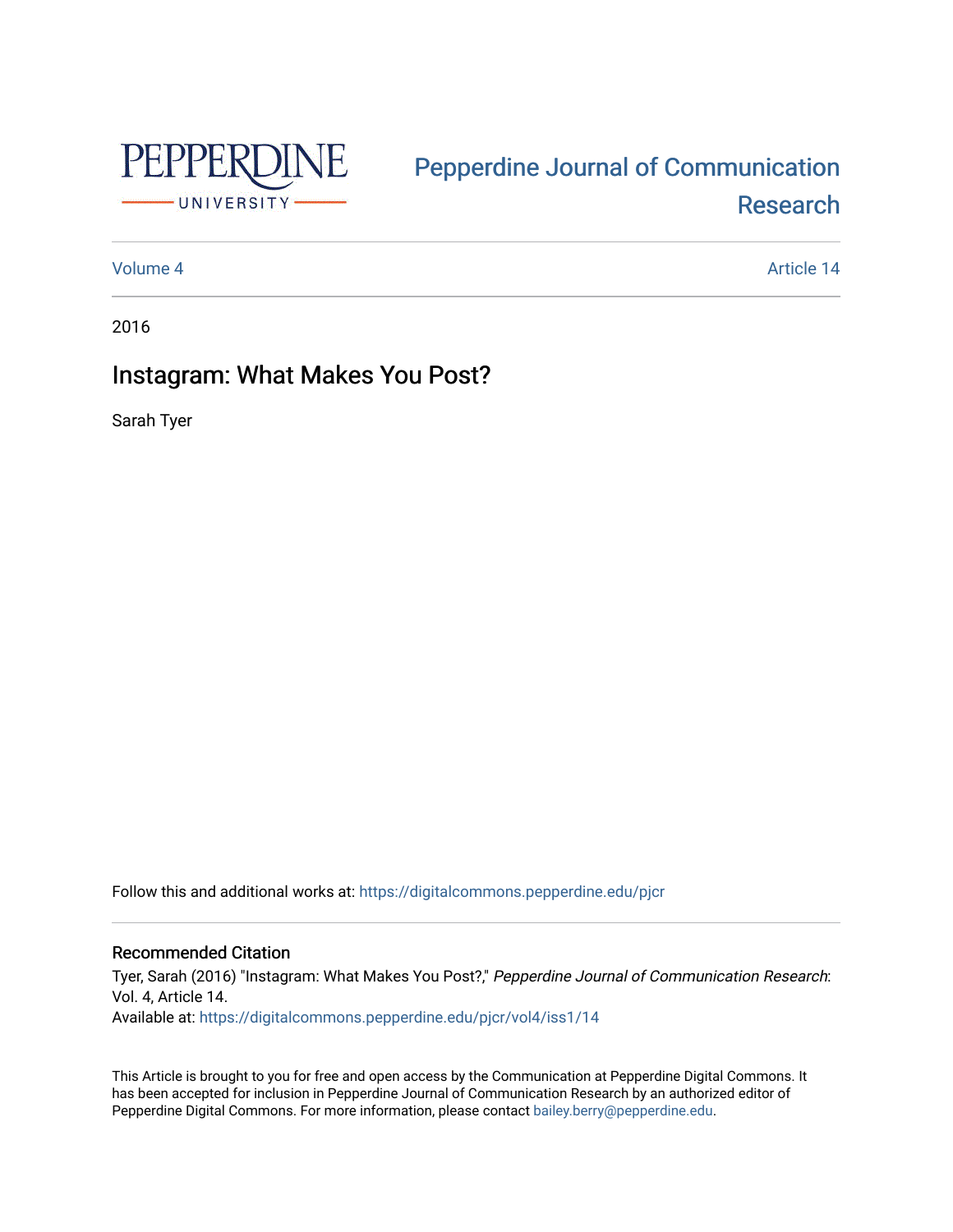Pepperdine University

# Pepperdine Journal of Communication Research

Volume 4 | Article 14

2016

## Instagram: What Makes You Post?

Sarah Tyer

Follow this and additional works at: https://digitalcommons.pepperdine.edu/pjcr

### Recommended Citation

Tyer, Sarah (2016) "Instagram: What Makes You Post?," *Pepperdine Journal of Communication Research*: Vol. 4, Article 14.
Available at: https://digitalcommons.pepperdine.edu/pjcr/vol4/iss1/14

This Article is brought to you for free and open access by the Communication at Pepperdine Digital Commons. It has been accepted for inclusion in Pepperdine Journal of Communication Research by an authorized editor of Pepperdine Digital Commons. For more information, please contact bailey.berry@pepperdine.edu.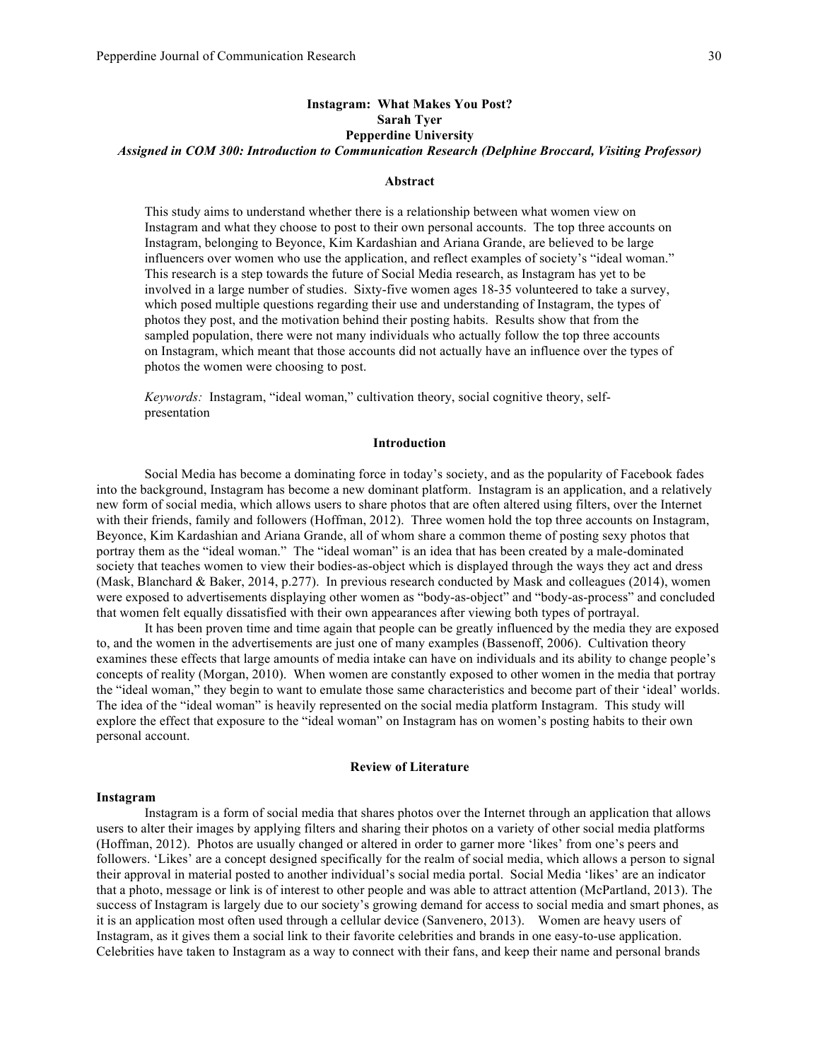# Instagram: What Makes You Post?

**Sarah Tyer**

**Pepperdine University**

*Assigned in COM 300: Introduction to Communication Research (Delphine Broccard, Visiting Professor)*

## Abstract

This study aims to understand whether there is a relationship between what women view on Instagram and what they choose to post to their own personal accounts. The top three accounts on Instagram, belonging to Beyonce, Kim Kardashian and Ariana Grande, are believed to be large influencers over women who use the application, and reflect examples of society's "ideal woman." This research is a step towards the future of Social Media research, as Instagram has yet to be involved in a large number of studies. Sixty-five women ages 18-35 volunteered to take a survey, which posed multiple questions regarding their use and understanding of Instagram, the types of photos they post, and the motivation behind their posting habits. Results show that from the sampled population, there were not many individuals who actually follow the top three accounts on Instagram, which meant that those accounts did not actually have an influence over the types of photos the women were choosing to post.

*Keywords:* Instagram, "ideal woman," cultivation theory, social cognitive theory, self-presentation

## Introduction

Social Media has become a dominating force in today's society, and as the popularity of Facebook fades into the background, Instagram has become a new dominant platform. Instagram is an application, and a relatively new form of social media, which allows users to share photos that are often altered using filters, over the Internet with their friends, family and followers (Hoffman, 2012). Three women hold the top three accounts on Instagram, Beyonce, Kim Kardashian and Ariana Grande, all of whom share a common theme of posting sexy photos that portray them as the "ideal woman." The "ideal woman" is an idea that has been created by a male-dominated society that teaches women to view their bodies-as-object which is displayed through the ways they act and dress (Mask, Blanchard & Baker, 2014, p.277). In previous research conducted by Mask and colleagues (2014), women were exposed to advertisements displaying other women as "body-as-object" and "body-as-process" and concluded that women felt equally dissatisfied with their own appearances after viewing both types of portrayal.

It has been proven time and time again that people can be greatly influenced by the media they are exposed to, and the women in the advertisements are just one of many examples (Bassenoff, 2006). Cultivation theory examines these effects that large amounts of media intake can have on individuals and its ability to change people's concepts of reality (Morgan, 2010). When women are constantly exposed to other women in the media that portray the "ideal woman," they begin to want to emulate those same characteristics and become part of their 'ideal' worlds. The idea of the "ideal woman" is heavily represented on the social media platform Instagram. This study will explore the effect that exposure to the "ideal woman" on Instagram has on women's posting habits to their own personal account.

## Review of Literature

### Instagram

Instagram is a form of social media that shares photos over the Internet through an application that allows users to alter their images by applying filters and sharing their photos on a variety of other social media platforms (Hoffman, 2012). Photos are usually changed or altered in order to garner more 'likes' from one's peers and followers. 'Likes' are a concept designed specifically for the realm of social media, which allows a person to signal their approval in material posted to another individual's social media portal. Social Media 'likes' are an indicator that a photo, message or link is of interest to other people and was able to attract attention (McPartland, 2013). The success of Instagram is largely due to our society's growing demand for access to social media and smart phones, as it is an application most often used through a cellular device (Sanvenero, 2013). Women are heavy users of Instagram, as it gives them a social link to their favorite celebrities and brands in one easy-to-use application. Celebrities have taken to Instagram as a way to connect with their fans, and keep their name and personal brands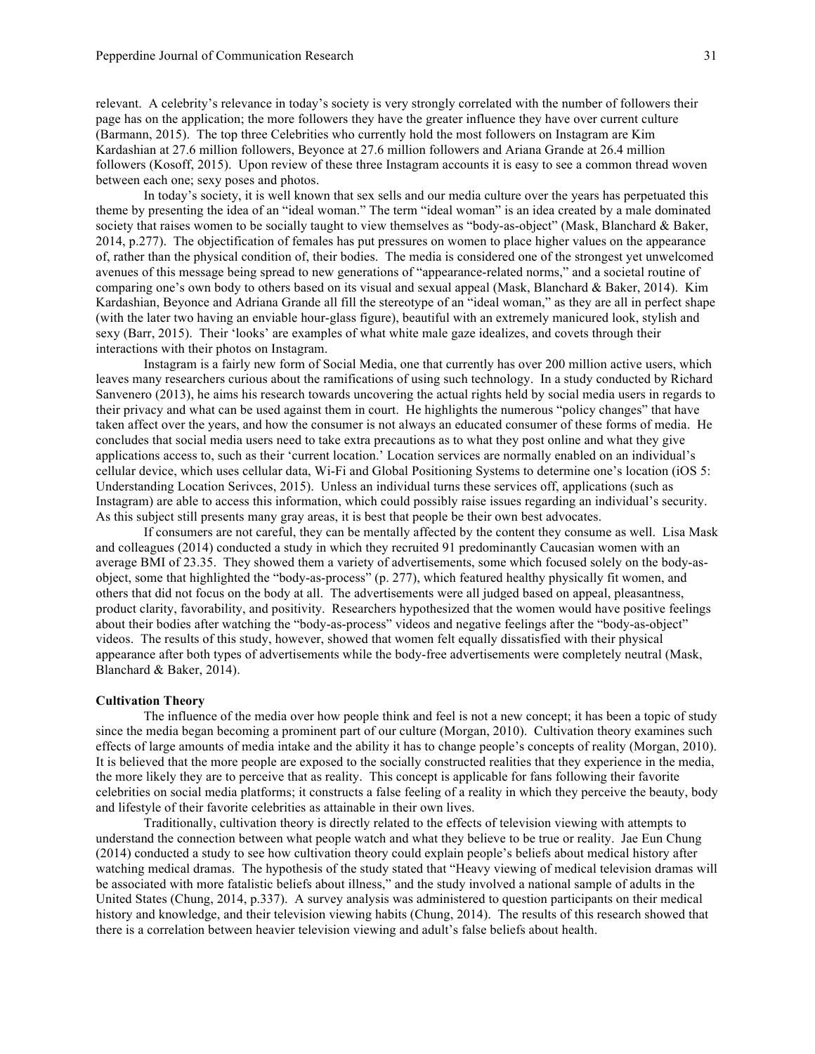relevant. A celebrity's relevance in today's society is very strongly correlated with the number of followers their page has on the application; the more followers they have the greater influence they have over current culture (Barmann, 2015). The top three Celebrities who currently hold the most followers on Instagram are Kim Kardashian at 27.6 million followers, Beyonce at 27.6 million followers and Ariana Grande at 26.4 million followers (Kosoff, 2015). Upon review of these three Instagram accounts it is easy to see a common thread woven between each one; sexy poses and photos.

In today's society, it is well known that sex sells and our media culture over the years has perpetuated this theme by presenting the idea of an "ideal woman." The term "ideal woman" is an idea created by a male dominated society that raises women to be socially taught to view themselves as "body-as-object" (Mask, Blanchard & Baker, 2014, p.277). The objectification of females has put pressures on women to place higher values on the appearance of, rather than the physical condition of, their bodies. The media is considered one of the strongest yet unwelcomed avenues of this message being spread to new generations of "appearance-related norms," and a societal routine of comparing one's own body to others based on its visual and sexual appeal (Mask, Blanchard & Baker, 2014). Kim Kardashian, Beyonce and Adriana Grande all fill the stereotype of an "ideal woman," as they are all in perfect shape (with the later two having an enviable hour-glass figure), beautiful with an extremely manicured look, stylish and sexy (Barr, 2015). Their 'looks' are examples of what white male gaze idealizes, and covets through their interactions with their photos on Instagram.

Instagram is a fairly new form of Social Media, one that currently has over 200 million active users, which leaves many researchers curious about the ramifications of using such technology. In a study conducted by Richard Sanvenero (2013), he aims his research towards uncovering the actual rights held by social media users in regards to their privacy and what can be used against them in court. He highlights the numerous "policy changes" that have taken affect over the years, and how the consumer is not always an educated consumer of these forms of media. He concludes that social media users need to take extra precautions as to what they post online and what they give applications access to, such as their 'current location.' Location services are normally enabled on an individual's cellular device, which uses cellular data, Wi-Fi and Global Positioning Systems to determine one's location (iOS 5: Understanding Location Serivces, 2015). Unless an individual turns these services off, applications (such as Instagram) are able to access this information, which could possibly raise issues regarding an individual's security. As this subject still presents many gray areas, it is best that people be their own best advocates.

If consumers are not careful, they can be mentally affected by the content they consume as well. Lisa Mask and colleagues (2014) conducted a study in which they recruited 91 predominantly Caucasian women with an average BMI of 23.35. They showed them a variety of advertisements, some which focused solely on the body-as-object, some that highlighted the "body-as-process" (p. 277), which featured healthy physically fit women, and others that did not focus on the body at all. The advertisements were all judged based on appeal, pleasantness, product clarity, favorability, and positivity. Researchers hypothesized that the women would have positive feelings about their bodies after watching the "body-as-process" videos and negative feelings after the "body-as-object" videos. The results of this study, however, showed that women felt equally dissatisfied with their physical appearance after both types of advertisements while the body-free advertisements were completely neutral (Mask, Blanchard & Baker, 2014).

**Cultivation Theory**

The influence of the media over how people think and feel is not a new concept; it has been a topic of study since the media began becoming a prominent part of our culture (Morgan, 2010). Cultivation theory examines such effects of large amounts of media intake and the ability it has to change people's concepts of reality (Morgan, 2010). It is believed that the more people are exposed to the socially constructed realities that they experience in the media, the more likely they are to perceive that as reality. This concept is applicable for fans following their favorite celebrities on social media platforms; it constructs a false feeling of a reality in which they perceive the beauty, body and lifestyle of their favorite celebrities as attainable in their own lives.

Traditionally, cultivation theory is directly related to the effects of television viewing with attempts to understand the connection between what people watch and what they believe to be true or reality. Jae Eun Chung (2014) conducted a study to see how cultivation theory could explain people's beliefs about medical history after watching medical dramas. The hypothesis of the study stated that "Heavy viewing of medical television dramas will be associated with more fatalistic beliefs about illness," and the study involved a national sample of adults in the United States (Chung, 2014, p.337). A survey analysis was administered to question participants on their medical history and knowledge, and their television viewing habits (Chung, 2014). The results of this research showed that there is a correlation between heavier television viewing and adult's false beliefs about health.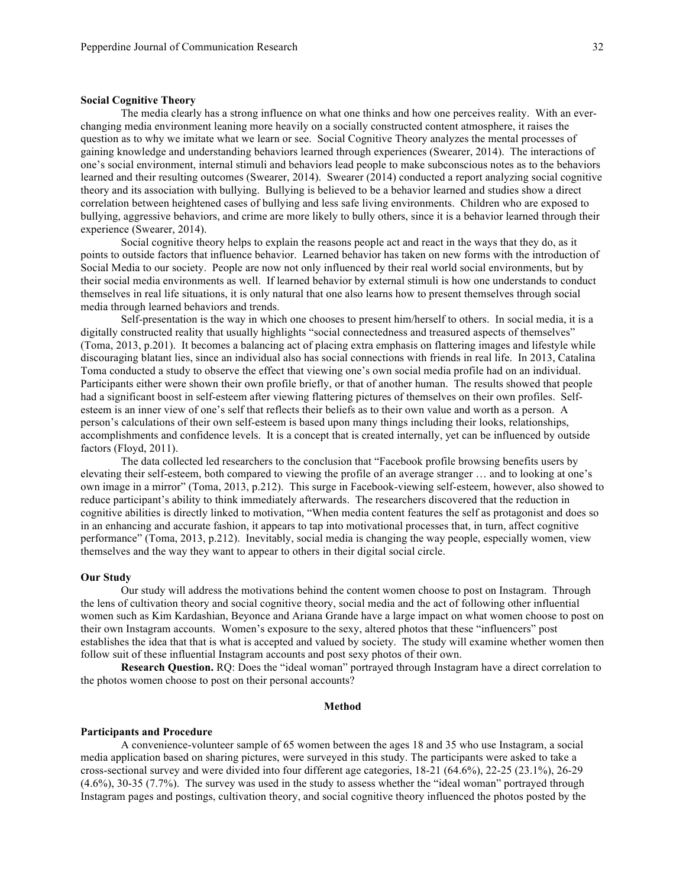### Social Cognitive Theory

The media clearly has a strong influence on what one thinks and how one perceives reality. With an ever-changing media environment leaning more heavily on a socially constructed content atmosphere, it raises the question as to why we imitate what we learn or see. Social Cognitive Theory analyzes the mental processes of gaining knowledge and understanding behaviors learned through experiences (Swearer, 2014). The interactions of one's social environment, internal stimuli and behaviors lead people to make subconscious notes as to the behaviors learned and their resulting outcomes (Swearer, 2014). Swearer (2014) conducted a report analyzing social cognitive theory and its association with bullying. Bullying is believed to be a behavior learned and studies show a direct correlation between heightened cases of bullying and less safe living environments. Children who are exposed to bullying, aggressive behaviors, and crime are more likely to bully others, since it is a behavior learned through their experience (Swearer, 2014).

Social cognitive theory helps to explain the reasons people act and react in the ways that they do, as it points to outside factors that influence behavior. Learned behavior has taken on new forms with the introduction of Social Media to our society. People are now not only influenced by their real world social environments, but by their social media environments as well. If learned behavior by external stimuli is how one understands to conduct themselves in real life situations, it is only natural that one also learns how to present themselves through social media through learned behaviors and trends.

Self-presentation is the way in which one chooses to present him/herself to others. In social media, it is a digitally constructed reality that usually highlights "social connectedness and treasured aspects of themselves" (Toma, 2013, p.201). It becomes a balancing act of placing extra emphasis on flattering images and lifestyle while discouraging blatant lies, since an individual also has social connections with friends in real life. In 2013, Catalina Toma conducted a study to observe the effect that viewing one's own social media profile had on an individual. Participants either were shown their own profile briefly, or that of another human. The results showed that people had a significant boost in self-esteem after viewing flattering pictures of themselves on their own profiles. Self-esteem is an inner view of one's self that reflects their beliefs as to their own value and worth as a person. A person's calculations of their own self-esteem is based upon many things including their looks, relationships, accomplishments and confidence levels. It is a concept that is created internally, yet can be influenced by outside factors (Floyd, 2011).

The data collected led researchers to the conclusion that "Facebook profile browsing benefits users by elevating their self-esteem, both compared to viewing the profile of an average stranger … and to looking at one's own image in a mirror" (Toma, 2013, p.212). This surge in Facebook-viewing self-esteem, however, also showed to reduce participant's ability to think immediately afterwards. The researchers discovered that the reduction in cognitive abilities is directly linked to motivation, "When media content features the self as protagonist and does so in an enhancing and accurate fashion, it appears to tap into motivational processes that, in turn, affect cognitive performance" (Toma, 2013, p.212). Inevitably, social media is changing the way people, especially women, view themselves and the way they want to appear to others in their digital social circle.

### Our Study

Our study will address the motivations behind the content women choose to post on Instagram. Through the lens of cultivation theory and social cognitive theory, social media and the act of following other influential women such as Kim Kardashian, Beyonce and Ariana Grande have a large impact on what women choose to post on their own Instagram accounts. Women's exposure to the sexy, altered photos that these "influencers" post establishes the idea that that is what is accepted and valued by society. The study will examine whether women then follow suit of these influential Instagram accounts and post sexy photos of their own.

**Research Question.** RQ: Does the "ideal woman" portrayed through Instagram have a direct correlation to the photos women choose to post on their personal accounts?

## Method

### Participants and Procedure

A convenience-volunteer sample of 65 women between the ages 18 and 35 who use Instagram, a social media application based on sharing pictures, were surveyed in this study. The participants were asked to take a cross-sectional survey and were divided into four different age categories, 18-21 (64.6%), 22-25 (23.1%), 26-29 (4.6%), 30-35 (7.7%). The survey was used in the study to assess whether the "ideal woman" portrayed through Instagram pages and postings, cultivation theory, and social cognitive theory influenced the photos posted by the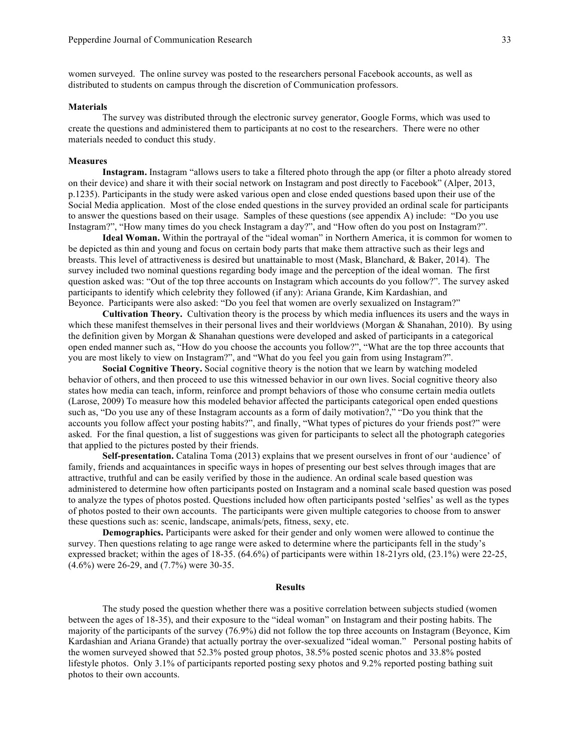women surveyed. The online survey was posted to the researchers personal Facebook accounts, as well as distributed to students on campus through the discretion of Communication professors.

### Materials

The survey was distributed through the electronic survey generator, Google Forms, which was used to create the questions and administered them to participants at no cost to the researchers. There were no other materials needed to conduct this study.

### Measures

**Instagram.** Instagram "allows users to take a filtered photo through the app (or filter a photo already stored on their device) and share it with their social network on Instagram and post directly to Facebook" (Alper, 2013, p.1235). Participants in the study were asked various open and close ended questions based upon their use of the Social Media application. Most of the close ended questions in the survey provided an ordinal scale for participants to answer the questions based on their usage. Samples of these questions (see appendix A) include: "Do you use Instagram?", "How many times do you check Instagram a day?", and "How often do you post on Instagram?".

**Ideal Woman.** Within the portrayal of the "ideal woman" in Northern America, it is common for women to be depicted as thin and young and focus on certain body parts that make them attractive such as their legs and breasts. This level of attractiveness is desired but unattainable to most (Mask, Blanchard, & Baker, 2014). The survey included two nominal questions regarding body image and the perception of the ideal woman. The first question asked was: "Out of the top three accounts on Instagram which accounts do you follow?". The survey asked participants to identify which celebrity they followed (if any): Ariana Grande, Kim Kardashian, and Beyonce. Participants were also asked: "Do you feel that women are overly sexualized on Instagram?"

**Cultivation Theory.** Cultivation theory is the process by which media influences its users and the ways in which these manifest themselves in their personal lives and their worldviews (Morgan & Shanahan, 2010). By using the definition given by Morgan & Shanahan questions were developed and asked of participants in a categorical open ended manner such as, "How do you choose the accounts you follow?", "What are the top three accounts that you are most likely to view on Instagram?", and "What do you feel you gain from using Instagram?".

**Social Cognitive Theory.** Social cognitive theory is the notion that we learn by watching modeled behavior of others, and then proceed to use this witnessed behavior in our own lives. Social cognitive theory also states how media can teach, inform, reinforce and prompt behaviors of those who consume certain media outlets (Larose, 2009) To measure how this modeled behavior affected the participants categorical open ended questions such as, "Do you use any of these Instagram accounts as a form of daily motivation?," "Do you think that the accounts you follow affect your posting habits?", and finally, "What types of pictures do your friends post?" were asked. For the final question, a list of suggestions was given for participants to select all the photograph categories that applied to the pictures posted by their friends.

**Self-presentation.** Catalina Toma (2013) explains that we present ourselves in front of our 'audience' of family, friends and acquaintances in specific ways in hopes of presenting our best selves through images that are attractive, truthful and can be easily verified by those in the audience. An ordinal scale based question was administered to determine how often participants posted on Instagram and a nominal scale based question was posed to analyze the types of photos posted. Questions included how often participants posted 'selfies' as well as the types of photos posted to their own accounts. The participants were given multiple categories to choose from to answer these questions such as: scenic, landscape, animals/pets, fitness, sexy, etc.

**Demographics.** Participants were asked for their gender and only women were allowed to continue the survey. Then questions relating to age range were asked to determine where the participants fell in the study's expressed bracket; within the ages of 18-35. (64.6%) of participants were within 18-21yrs old, (23.1%) were 22-25, (4.6%) were 26-29, and (7.7%) were 30-35.

## Results

The study posed the question whether there was a positive correlation between subjects studied (women between the ages of 18-35), and their exposure to the "ideal woman" on Instagram and their posting habits. The majority of the participants of the survey (76.9%) did not follow the top three accounts on Instagram (Beyonce, Kim Kardashian and Ariana Grande) that actually portray the over-sexualized "ideal woman." Personal posting habits of the women surveyed showed that 52.3% posted group photos, 38.5% posted scenic photos and 33.8% posted lifestyle photos. Only 3.1% of participants reported posting sexy photos and 9.2% reported posting bathing suit photos to their own accounts.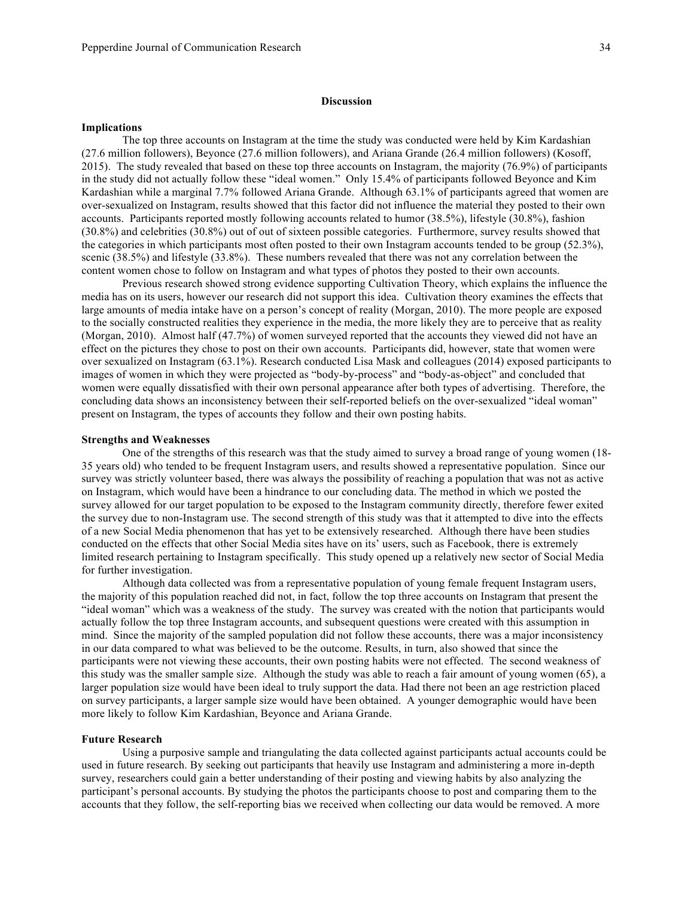## Discussion

### Implications

The top three accounts on Instagram at the time the study was conducted were held by Kim Kardashian (27.6 million followers), Beyonce (27.6 million followers), and Ariana Grande (26.4 million followers) (Kosoff, 2015). The study revealed that based on these top three accounts on Instagram, the majority (76.9%) of participants in the study did not actually follow these "ideal women." Only 15.4% of participants followed Beyonce and Kim Kardashian while a marginal 7.7% followed Ariana Grande. Although 63.1% of participants agreed that women are over-sexualized on Instagram, results showed that this factor did not influence the material they posted to their own accounts. Participants reported mostly following accounts related to humor (38.5%), lifestyle (30.8%), fashion (30.8%) and celebrities (30.8%) out of out of sixteen possible categories. Furthermore, survey results showed that the categories in which participants most often posted to their own Instagram accounts tended to be group (52.3%), scenic (38.5%) and lifestyle (33.8%). These numbers revealed that there was not any correlation between the content women chose to follow on Instagram and what types of photos they posted to their own accounts.

Previous research showed strong evidence supporting Cultivation Theory, which explains the influence the media has on its users, however our research did not support this idea. Cultivation theory examines the effects that large amounts of media intake have on a person's concept of reality (Morgan, 2010). The more people are exposed to the socially constructed realities they experience in the media, the more likely they are to perceive that as reality (Morgan, 2010). Almost half (47.7%) of women surveyed reported that the accounts they viewed did not have an effect on the pictures they chose to post on their own accounts. Participants did, however, state that women were over sexualized on Instagram (63.1%). Research conducted Lisa Mask and colleagues (2014) exposed participants to images of women in which they were projected as "body-by-process" and "body-as-object" and concluded that women were equally dissatisfied with their own personal appearance after both types of advertising. Therefore, the concluding data shows an inconsistency between their self-reported beliefs on the over-sexualized "ideal woman" present on Instagram, the types of accounts they follow and their own posting habits.

### Strengths and Weaknesses

One of the strengths of this research was that the study aimed to survey a broad range of young women (18-35 years old) who tended to be frequent Instagram users, and results showed a representative population. Since our survey was strictly volunteer based, there was always the possibility of reaching a population that was not as active on Instagram, which would have been a hindrance to our concluding data. The method in which we posted the survey allowed for our target population to be exposed to the Instagram community directly, therefore fewer exited the survey due to non-Instagram use. The second strength of this study was that it attempted to dive into the effects of a new Social Media phenomenon that has yet to be extensively researched. Although there have been studies conducted on the effects that other Social Media sites have on its' users, such as Facebook, there is extremely limited research pertaining to Instagram specifically. This study opened up a relatively new sector of Social Media for further investigation.

Although data collected was from a representative population of young female frequent Instagram users, the majority of this population reached did not, in fact, follow the top three accounts on Instagram that present the "ideal woman" which was a weakness of the study. The survey was created with the notion that participants would actually follow the top three Instagram accounts, and subsequent questions were created with this assumption in mind. Since the majority of the sampled population did not follow these accounts, there was a major inconsistency in our data compared to what was believed to be the outcome. Results, in turn, also showed that since the participants were not viewing these accounts, their own posting habits were not effected. The second weakness of this study was the smaller sample size. Although the study was able to reach a fair amount of young women (65), a larger population size would have been ideal to truly support the data. Had there not been an age restriction placed on survey participants, a larger sample size would have been obtained. A younger demographic would have been more likely to follow Kim Kardashian, Beyonce and Ariana Grande.

### Future Research

Using a purposive sample and triangulating the data collected against participants actual accounts could be used in future research. By seeking out participants that heavily use Instagram and administering a more in-depth survey, researchers could gain a better understanding of their posting and viewing habits by also analyzing the participant's personal accounts. By studying the photos the participants choose to post and comparing them to the accounts that they follow, the self-reporting bias we received when collecting our data would be removed. A more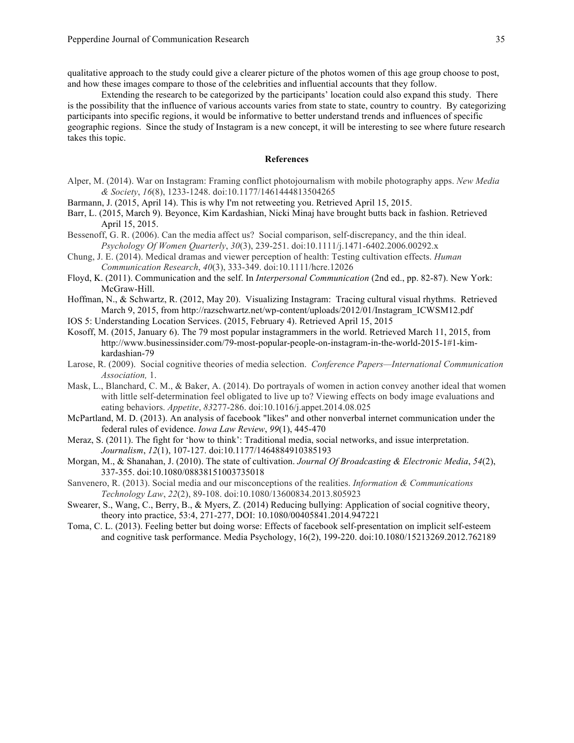qualitative approach to the study could give a clearer picture of the photos women of this age group choose to post, and how these images compare to those of the celebrities and influential accounts that they follow.

Extending the research to be categorized by the participants' location could also expand this study. There is the possibility that the influence of various accounts varies from state to state, country to country. By categorizing participants into specific regions, it would be informative to better understand trends and influences of specific geographic regions. Since the study of Instagram is a new concept, it will be interesting to see where future research takes this topic.

## References

Alper, M. (2014). War on Instagram: Framing conflict photojournalism with mobile photography apps. *New Media & Society*, *16*(8), 1233-1248. doi:10.1177/1461444813504265

Barmann, J. (2015, April 14). This is why I'm not retweeting you. Retrieved April 15, 2015.

Barr, L. (2015, March 9). Beyonce, Kim Kardashian, Nicki Minaj have brought butts back in fashion. Retrieved April 15, 2015.

Bessenoff, G. R. (2006). Can the media affect us? Social comparison, self-discrepancy, and the thin ideal. *Psychology Of Women Quarterly*, *30*(3), 239-251. doi:10.1111/j.1471-6402.2006.00292.x

Chung, J. E. (2014). Medical dramas and viewer perception of health: Testing cultivation effects. *Human Communication Research*, *40*(3), 333-349. doi:10.1111/hcre.12026

Floyd, K. (2011). Communication and the self. In *Interpersonal Communication* (2nd ed., pp. 82-87). New York: McGraw-Hill.

Hoffman, N., & Schwartz, R. (2012, May 20). Visualizing Instagram: Tracing cultural visual rhythms. Retrieved March 9, 2015, from http://razschwartz.net/wp-content/uploads/2012/01/Instagram_ICWSM12.pdf

IOS 5: Understanding Location Services. (2015, February 4). Retrieved April 15, 2015

Kosoff, M. (2015, January 6). The 79 most popular instagrammers in the world. Retrieved March 11, 2015, from http://www.businessinsider.com/79-most-popular-people-on-instagram-in-the-world-2015-1#1-kim-kardashian-79

Larose, R. (2009). Social cognitive theories of media selection. *Conference Papers—International Communication Association,* 1.

Mask, L., Blanchard, C. M., & Baker, A. (2014). Do portrayals of women in action convey another ideal that women with little self-determination feel obligated to live up to? Viewing effects on body image evaluations and eating behaviors. *Appetite*, *83*277-286. doi:10.1016/j.appet.2014.08.025

McPartland, M. D. (2013). An analysis of facebook "likes" and other nonverbal internet communication under the federal rules of evidence. *Iowa Law Review*, *99*(1), 445-470

Meraz, S. (2011). The fight for 'how to think': Traditional media, social networks, and issue interpretation. *Journalism*, *12*(1), 107-127. doi:10.1177/1464884910385193

Morgan, M., & Shanahan, J. (2010). The state of cultivation. *Journal Of Broadcasting & Electronic Media*, *54*(2), 337-355. doi:10.1080/08838151003735018

Sanvenero, R. (2013). Social media and our misconceptions of the realities. *Information & Communications Technology Law*, *22*(2), 89-108. doi:10.1080/13600834.2013.805923

Swearer, S., Wang, C., Berry, B., & Myers, Z. (2014) Reducing bullying: Application of social cognitive theory, theory into practice, 53:4, 271-277, DOI: 10.1080/00405841.2014.947221

Toma, C. L. (2013). Feeling better but doing worse: Effects of facebook self-presentation on implicit self-esteem and cognitive task performance. Media Psychology, 16(2), 199-220. doi:10.1080/15213269.2012.762189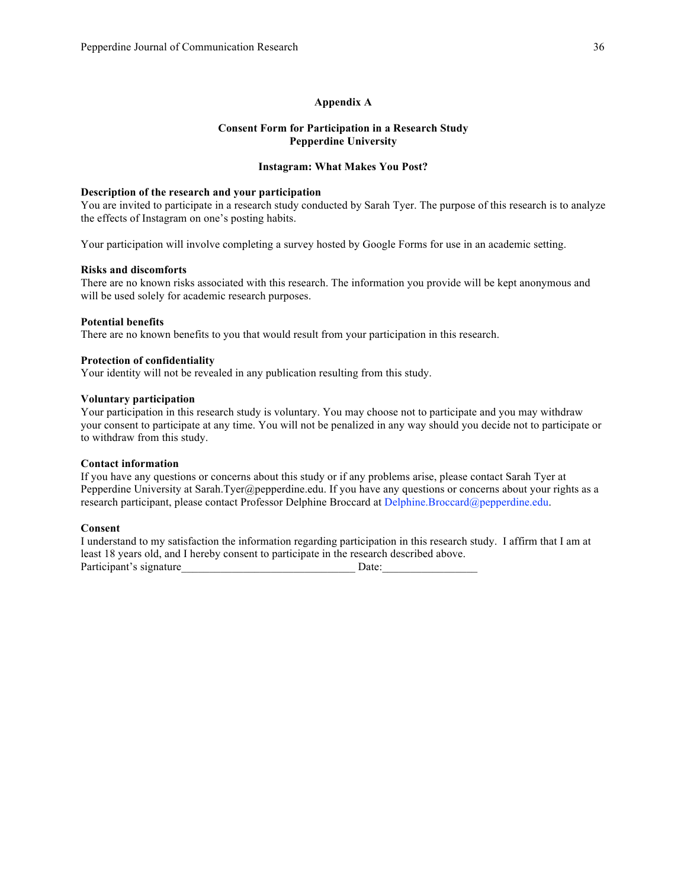## Appendix A

### Consent Form for Participation in a Research Study
### Pepperdine University

### Instagram: What Makes You Post?

**Description of the research and your participation**
You are invited to participate in a research study conducted by Sarah Tyer. The purpose of this research is to analyze the effects of Instagram on one's posting habits.

Your participation will involve completing a survey hosted by Google Forms for use in an academic setting.

**Risks and discomforts**
There are no known risks associated with this research. The information you provide will be kept anonymous and will be used solely for academic research purposes.

**Potential benefits**
There are no known benefits to you that would result from your participation in this research.

**Protection of confidentiality**
Your identity will not be revealed in any publication resulting from this study.

**Voluntary participation**
Your participation in this research study is voluntary. You may choose not to participate and you may withdraw your consent to participate at any time. You will not be penalized in any way should you decide not to participate or to withdraw from this study.

**Contact information**
If you have any questions or concerns about this study or if any problems arise, please contact Sarah Tyer at Pepperdine University at Sarah.Tyer@pepperdine.edu. If you have any questions or concerns about your rights as a research participant, please contact Professor Delphine Broccard at Delphine.Broccard@pepperdine.edu.

**Consent**
I understand to my satisfaction the information regarding participation in this research study. I affirm that I am at least 18 years old, and I hereby consent to participate in the research described above.
Participant's signature______________________________ Date:________________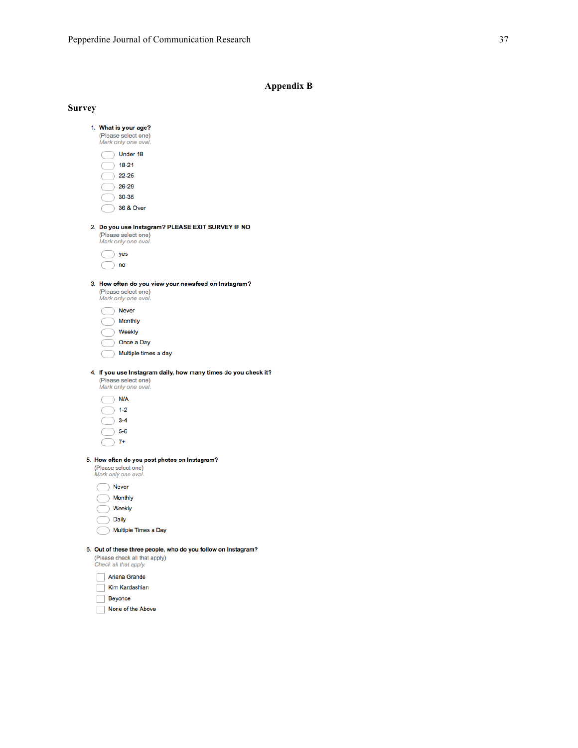## Appendix B

### Survey

1. **What is your age?**
   (Please select one)
   *Mark only one oval.*

   - Under 18
   - 18-21
   - 22-25
   - 26-29
   - 30-35
   - 36 & Over

2. **Do you use Instagram? PLEASE EXIT SURVEY IF NO**
   (Please select one)
   *Mark only one oval.*

   - yes
   - no

3. **How often do you view your newsfeed on Instagram?**
   (Please select one)
   *Mark only one oval.*

   - Never
   - Monthly
   - Weekly
   - Once a Day
   - Multiple times a day

4. **If you use Instagram daily, how many times do you check it?**
   (Please select one)
   *Mark only one oval.*

   - N/A
   - 1-2
   - 3-4
   - 5-6
   - 7+

5. **How often do you post photos on Instagram?**
   (Please select one)
   *Mark only one oval.*

   - Never
   - Monthly
   - Weekly
   - Daily
   - Multiple Times a Day

6. **Out of these three people, who do you follow on Instagram?**
   (Please check all that apply)
   *Check all that apply.*

   - [ ] Ariana Grande
   - [ ] Kim Kardashian
   - [ ] Beyonce
   - [ ] None of the Above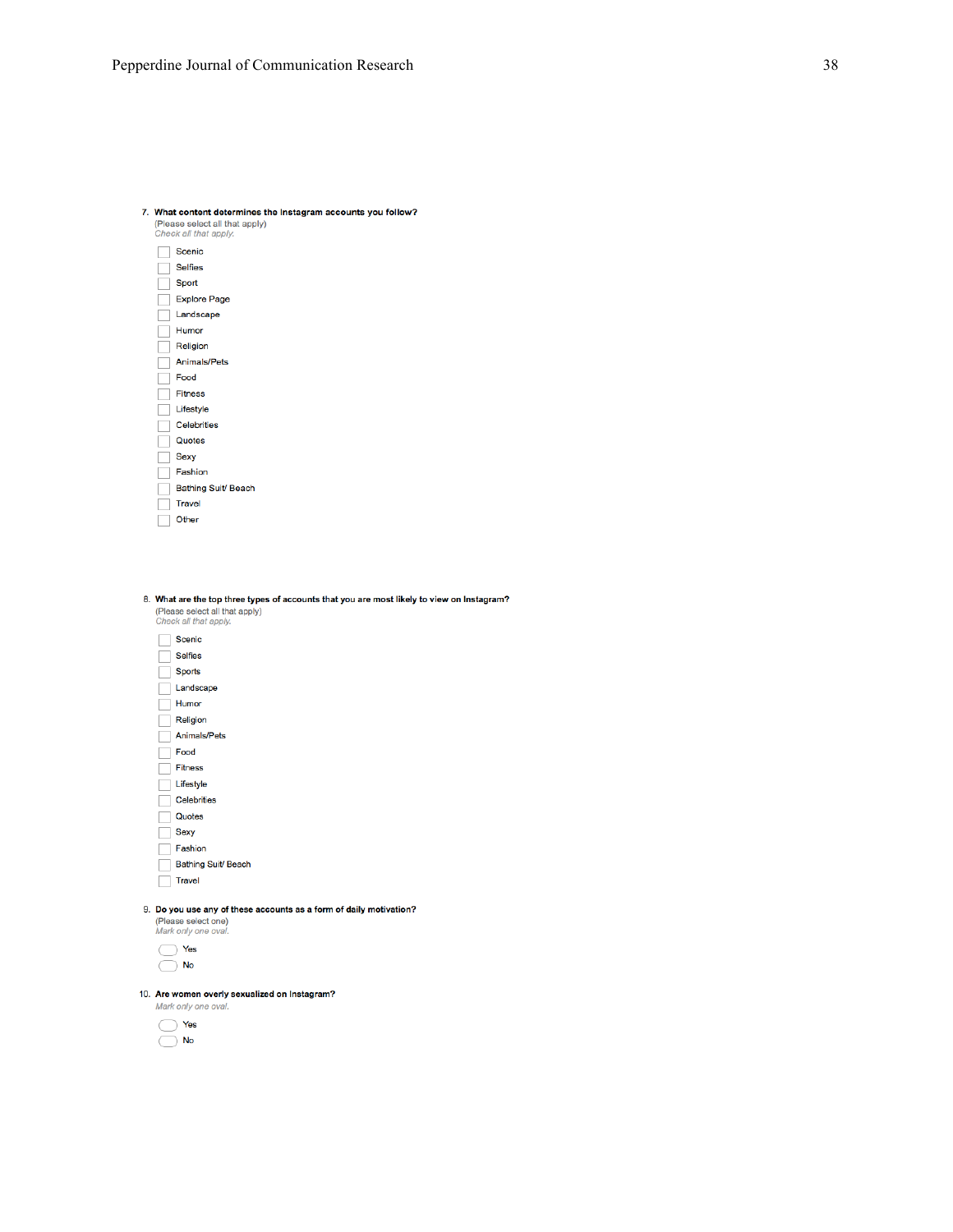7. **What content determines the Instagram accounts you follow?**
(Please select all that apply)
*Check all that apply.*

- [ ] Scenic
- [ ] Selfies
- [ ] Sport
- [ ] Explore Page
- [ ] Landscape
- [ ] Humor
- [ ] Religion
- [ ] Animals/Pets
- [ ] Food
- [ ] Fitness
- [ ] Lifestyle
- [ ] Celebrities
- [ ] Quotes
- [ ] Sexy
- [ ] Fashion
- [ ] Bathing Suit/ Beach
- [ ] Travel
- [ ] Other

8. **What are the top three types of accounts that you are most likely to view on Instagram?**
(Please select all that apply)
*Check all that apply.*

- [ ] Scenic
- [ ] Selfies
- [ ] Sports
- [ ] Landscape
- [ ] Humor
- [ ] Religion
- [ ] Animals/Pets
- [ ] Food
- [ ] Fitness
- [ ] Lifestyle
- [ ] Celebrities
- [ ] Quotes
- [ ] Sexy
- [ ] Fashion
- [ ] Bathing Suit/ Beach
- [ ] Travel

9. **Do you use any of these accounts as a form of daily motivation?**
(Please select one)
*Mark only one oval.*

- ( ) Yes
- ( ) No

10. **Are women overly sexualized on Instagram?**
*Mark only one oval.*

- ( ) Yes
- ( ) No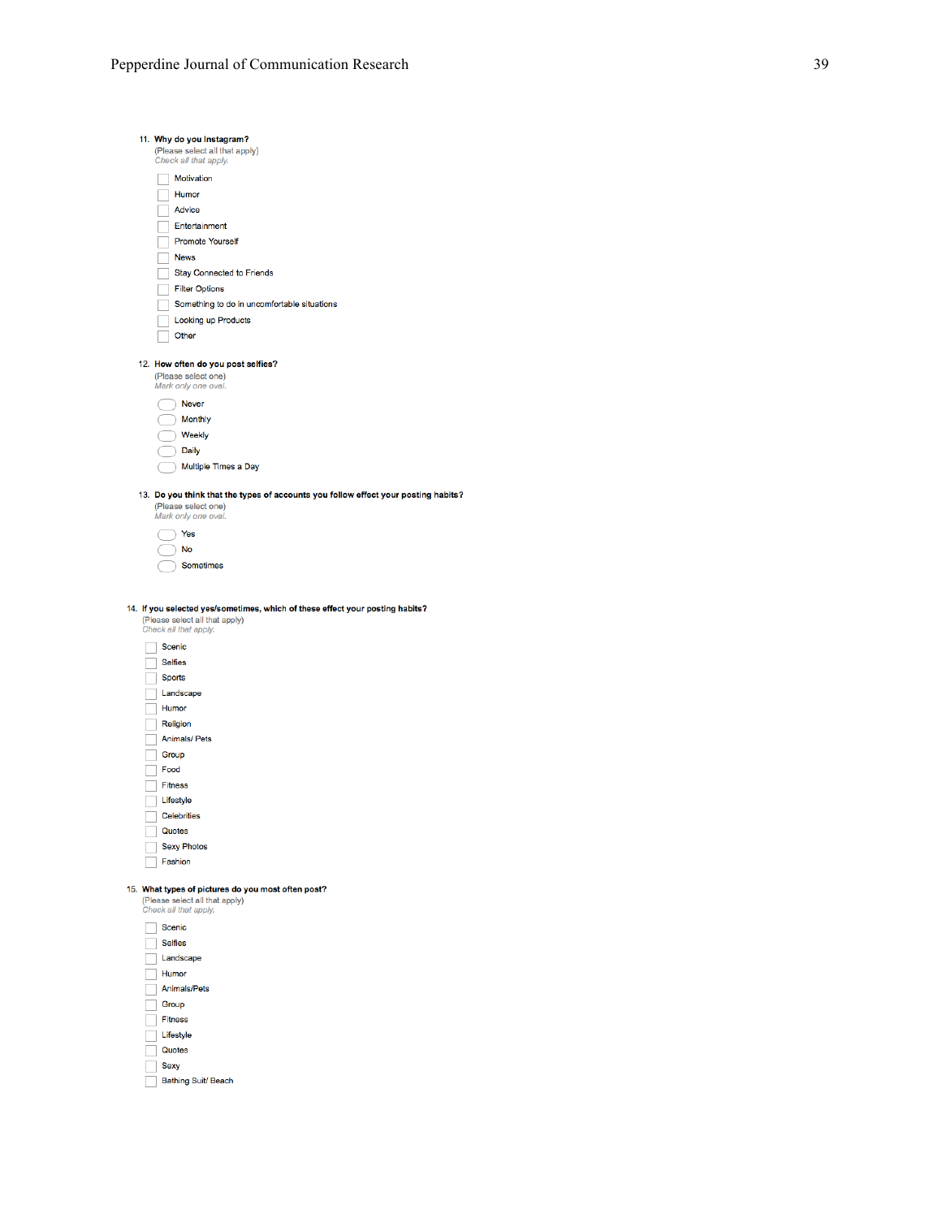11. **Why do you Instagram?**
(Please select all that apply)
*Check all that apply.*

- [ ] Motivation
- [ ] Humor
- [ ] Advice
- [ ] Entertainment
- [ ] Promote Yourself
- [ ] News
- [ ] Stay Connected to Friends
- [ ] Filter Options
- [ ] Something to do in uncomfortable situations
- [ ] Looking up Products
- [ ] Other

12. **How often do you post selfies?**
(Please select one)
*Mark only one oval.*

- ( ) Never
- ( ) Monthly
- ( ) Weekly
- ( ) Daily
- ( ) Multiple Times a Day

13. **Do you think that the types of accounts you follow effect your posting habits?**
(Please select one)
*Mark only one oval.*

- ( ) Yes
- ( ) No
- ( ) Sometimes

14. **If you selected yes/sometimes, which of these effect your posting habits?**
(Please select all that apply)
*Check all that apply.*

- [ ] Scenic
- [ ] Selfies
- [ ] Sports
- [ ] Landscape
- [ ] Humor
- [ ] Religion
- [ ] Animals/ Pets
- [ ] Group
- [ ] Food
- [ ] Fitness
- [ ] Lifestyle
- [ ] Celebrities
- [ ] Quotes
- [ ] Sexy Photos
- [ ] Fashion

15. **What types of pictures do you most often post?**
(Please select all that apply)
*Check all that apply.*

- [ ] Scenic
- [ ] Selfies
- [ ] Landscape
- [ ] Humor
- [ ] Animals/Pets
- [ ] Group
- [ ] Fitness
- [ ] Lifestyle
- [ ] Quotes
- [ ] Sexy
- [ ] Bathing Suit/ Beach